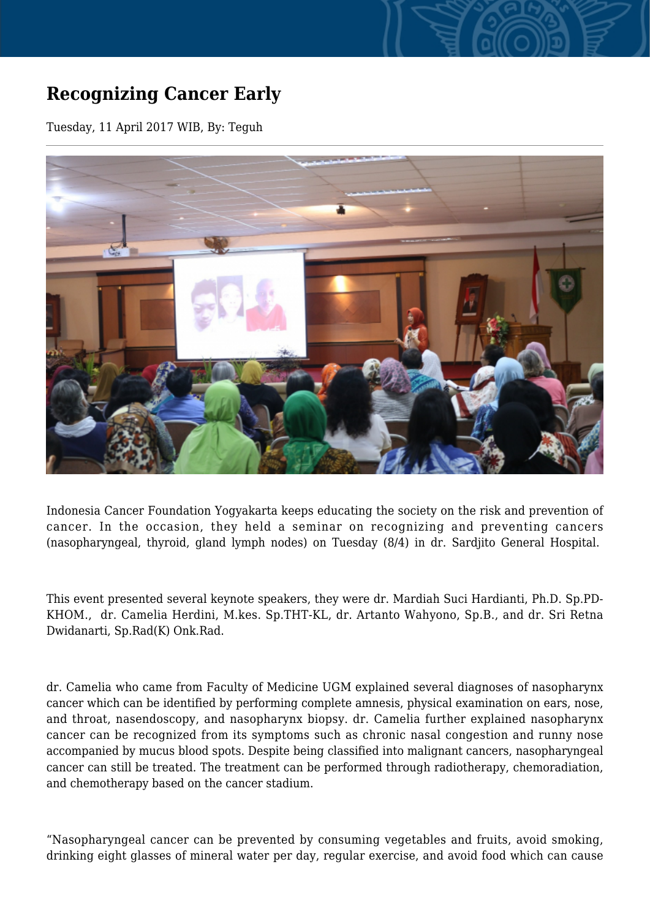# Recognizing Cancer Early

Tuesday, 11 April 2017 WIB, By: Teguh

Indonesia Cancer Foundation Yogyakarta keeps educating the society on the risk and prevention of cancer. In the occasion, they held a seminar on recognizing and preventing cancers (nasopharyngeal, thyroid, gland lymph nodes) on Tuesday (8/4) in dr. Sardjito General Hospital.

This event presented several keynote speakers, they were dr. Mardiah Suci Hardianti, Ph.D. Sp.PD-KHOM., dr. Camelia Herdini, M.kes. Sp.THT-KL, dr. Artanto Wahyono, Sp.B., and dr. Sri Retna Dwidanarti, Sp.Rad(K) Onk.Rad.

dr. Camelia who came from Faculty of Medicine UGM explained several diagnoses of nasopharynx cancer which can be identified by performing complete amnesis, physical examination on ears, nose, and throat, nasendoscopy, and nasopharynx biopsy. dr. Camelia further explained nasopharynx cancer can be recognized from its symptoms such as chronic nasal congestion and runny nose accompanied by mucus blood spots. Despite being classified into malignant cancers, nasopharyngeal cancer can still be treated. The treatment can be performed through radiotherapy, chemoradiation, and chemotherapy based on the cancer stadium.

"Nasopharyngeal cancer can be prevented by consuming vegetables and fruits, avoid smoking, drinking eight glasses of mineral water per day, regular exercise, and avoid food which can cause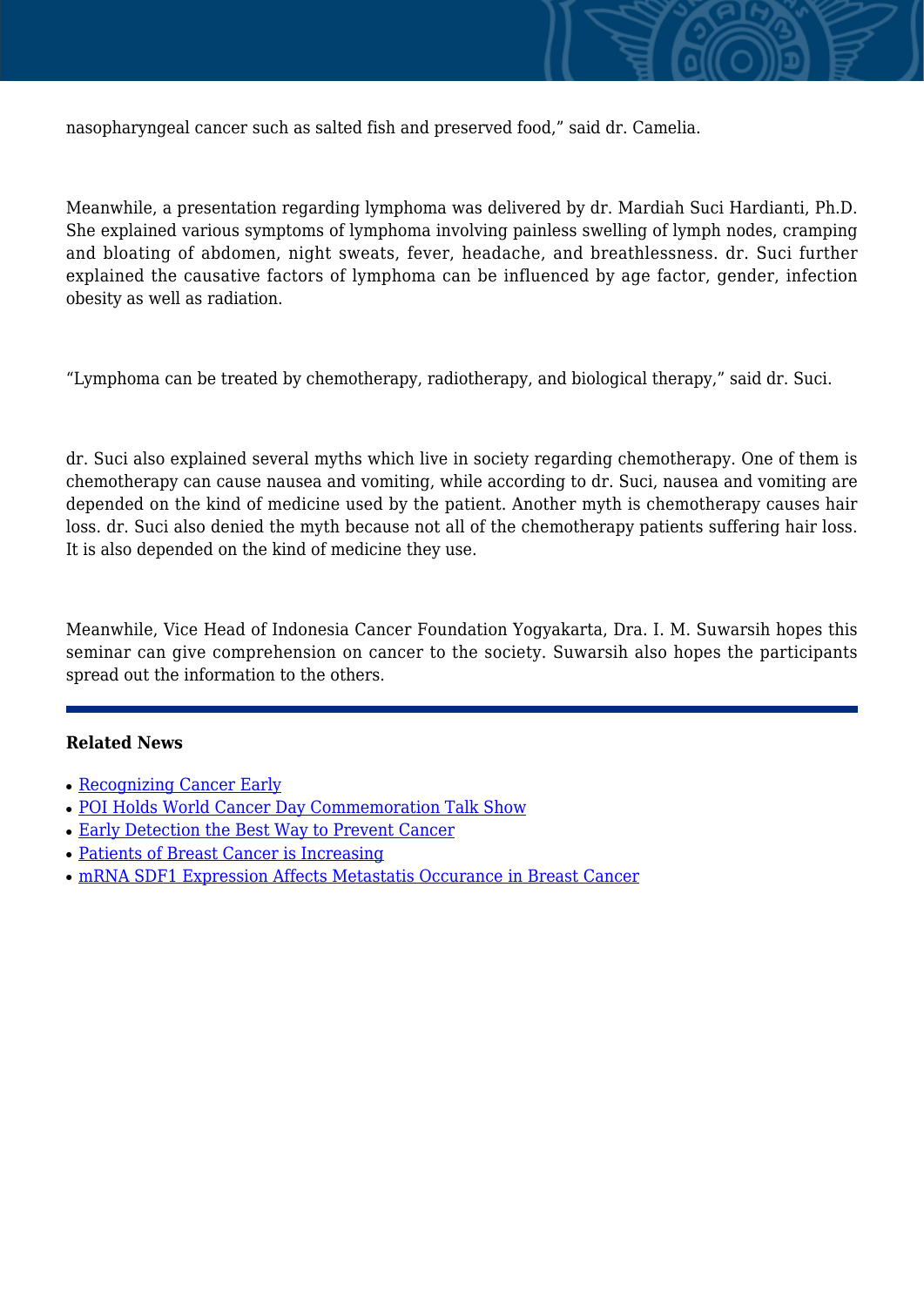nasopharyngeal cancer such as salted fish and preserved food," said dr. Camelia.

Meanwhile, a presentation regarding lymphoma was delivered by dr. Mardiah Suci Hardianti, Ph.D. She explained various symptoms of lymphoma involving painless swelling of lymph nodes, cramping and bloating of abdomen, night sweats, fever, headache, and breathlessness. dr. Suci further explained the causative factors of lymphoma can be influenced by age factor, gender, infection obesity as well as radiation.

"Lymphoma can be treated by chemotherapy, radiotherapy, and biological therapy," said dr. Suci.

dr. Suci also explained several myths which live in society regarding chemotherapy. One of them is chemotherapy can cause nausea and vomiting, while according to dr. Suci, nausea and vomiting are depended on the kind of medicine used by the patient. Another myth is chemotherapy causes hair loss. dr. Suci also denied the myth because not all of the chemotherapy patients suffering hair loss. It is also depended on the kind of medicine they use.

Meanwhile, Vice Head of Indonesia Cancer Foundation Yogyakarta, Dra. I. M. Suwarsih hopes this seminar can give comprehension on cancer to the society. Suwarsih also hopes the participants spread out the information to the others.

---

**Related News**

- Recognizing Cancer Early
- POI Holds World Cancer Day Commemoration Talk Show
- Early Detection the Best Way to Prevent Cancer
- Patients of Breast Cancer is Increasing
- mRNA SDF1 Expression Affects Metastatis Occurance in Breast Cancer